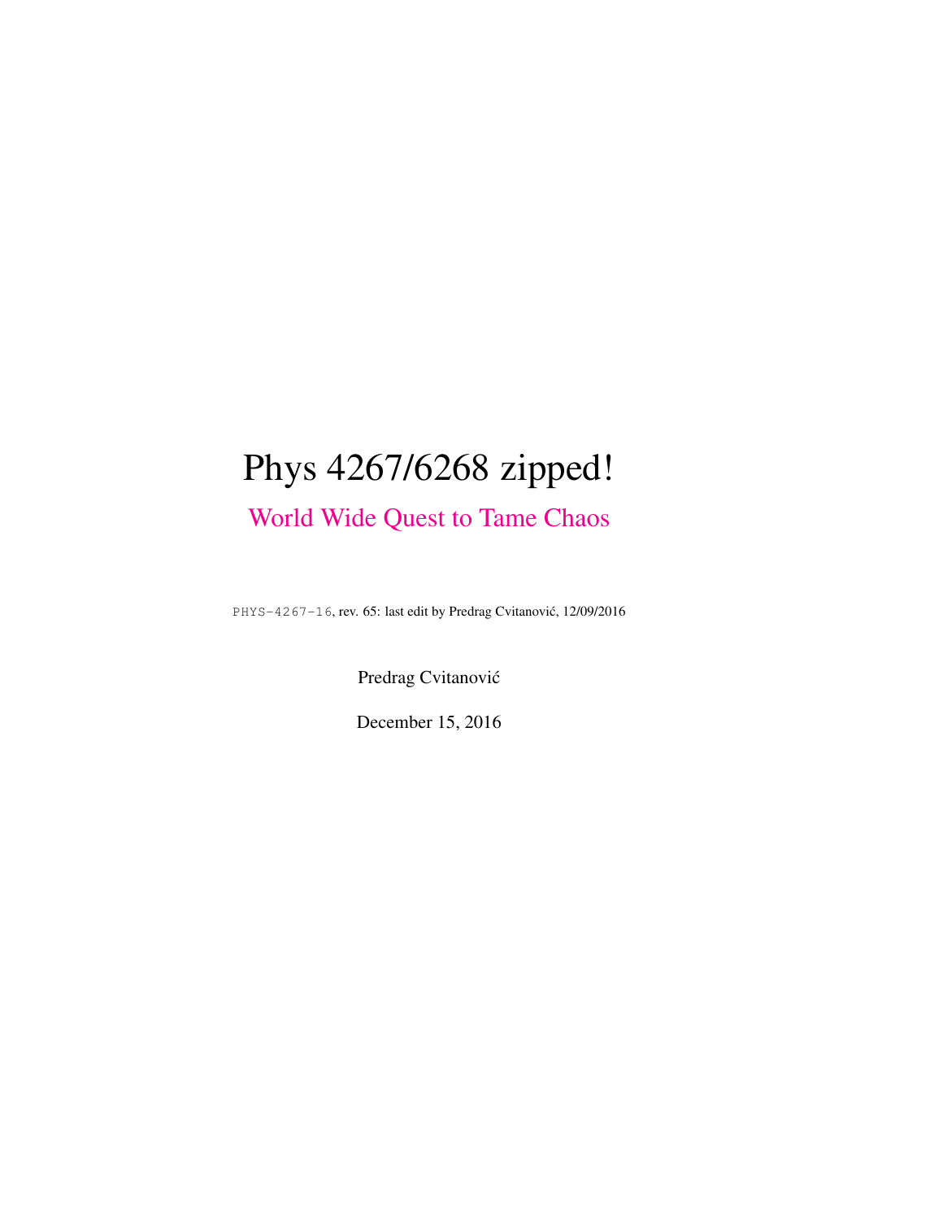# Phys 4267/6268 zipped!

## World Wide Quest to Tame Chaos

PHYS-4267-16, rev. 65: last edit by Predrag Cvitanović, 12/09/2016

Predrag Cvitanović

December 15, 2016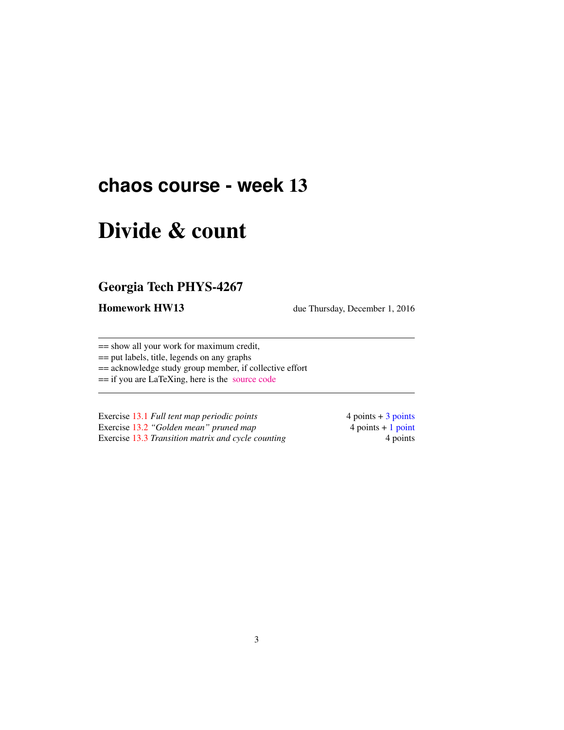## chaos course - week 13

# Divide & count

## Georgia Tech PHYS-4267

**Homework HW13** due Thursday, December 1, 2016

== show all your work for maximum credit,
== put labels, title, legends on any graphs
== acknowledge study group member, if collective effort
== if you are LaTeXing, here is the source code

| | |
|---|---|
| Exercise 13.1 *Full tent map periodic points* | 4 points + 3 points |
| Exercise 13.2 *"Golden mean" pruned map* | 4 points + 1 point |
| Exercise 13.3 *Transition matrix and cycle counting* | 4 points |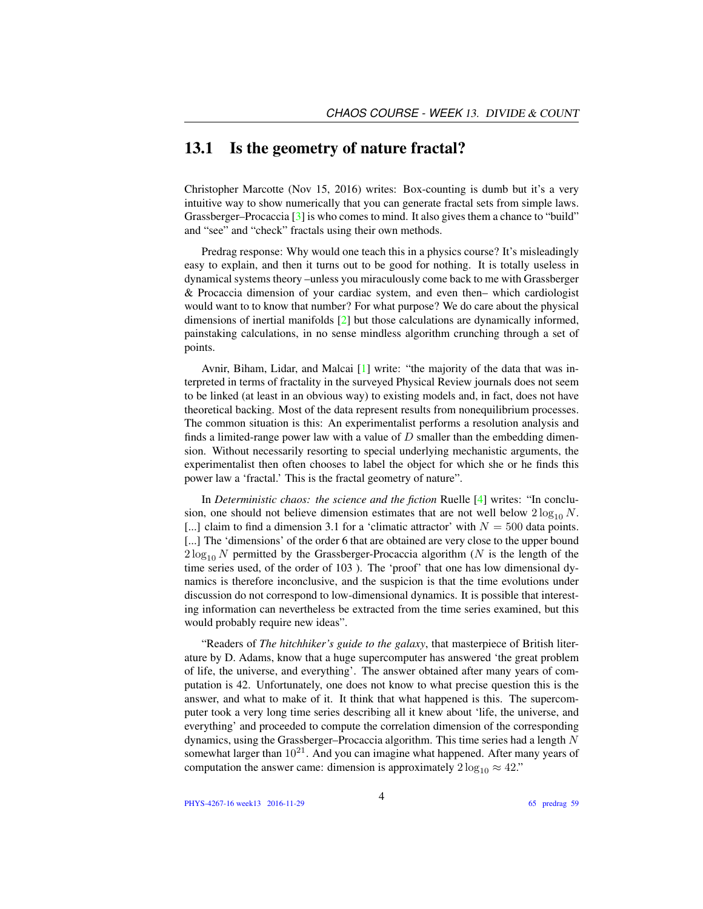## 13.1 Is the geometry of nature fractal?

Christopher Marcotte (Nov 15, 2016) writes: Box-counting is dumb but it's a very intuitive way to show numerically that you can generate fractal sets from simple laws. Grassberger–Procaccia [3] is who comes to mind. It also gives them a chance to "build" and "see" and "check" fractals using their own methods.

Predrag response: Why would one teach this in a physics course? It's misleadingly easy to explain, and then it turns out to be good for nothing. It is totally useless in dynamical systems theory –unless you miraculously come back to me with Grassberger & Procaccia dimension of your cardiac system, and even then– which cardiologist would want to to know that number? For what purpose? We do care about the physical dimensions of inertial manifolds [2] but those calculations are dynamically informed, painstaking calculations, in no sense mindless algorithm crunching through a set of points.

Avnir, Biham, Lidar, and Malcai [1] write: "the majority of the data that was interpreted in terms of fractality in the surveyed Physical Review journals does not seem to be linked (at least in an obvious way) to existing models and, in fact, does not have theoretical backing. Most of the data represent results from nonequilibrium processes. The common situation is this: An experimentalist performs a resolution analysis and finds a limited-range power law with a value of $D$ smaller than the embedding dimension. Without necessarily resorting to special underlying mechanistic arguments, the experimentalist then often chooses to label the object for which she or he finds this power law a 'fractal.' This is the fractal geometry of nature".

In *Deterministic chaos: the science and the fiction* Ruelle [4] writes: "In conclusion, one should not believe dimension estimates that are not well below $2\log_{10} N$. [...] claim to find a dimension 3.1 for a 'climatic attractor' with $N = 500$ data points. [...] The 'dimensions' of the order 6 that are obtained are very close to the upper bound $2\log_{10} N$ permitted by the Grassberger-Procaccia algorithm ($N$ is the length of the time series used, of the order of 103 ). The 'proof' that one has low dimensional dynamics is therefore inconclusive, and the suspicion is that the time evolutions under discussion do not correspond to low-dimensional dynamics. It is possible that interesting information can nevertheless be extracted from the time series examined, but this would probably require new ideas".

"Readers of *The hitchhiker's guide to the galaxy*, that masterpiece of British literature by D. Adams, know that a huge supercomputer has answered 'the great problem of life, the universe, and everything'. The answer obtained after many years of computation is 42. Unfortunately, one does not know to what precise question this is the answer, and what to make of it. It think that what happened is this. The supercomputer took a very long time series describing all it knew about 'life, the universe, and everything' and proceeded to compute the correlation dimension of the corresponding dynamics, using the Grassberger–Procaccia algorithm. This time series had a length $N$ somewhat larger than $10^{21}$. And you can imagine what happened. After many years of computation the answer came: dimension is approximately $2\log_{10} \approx 42$."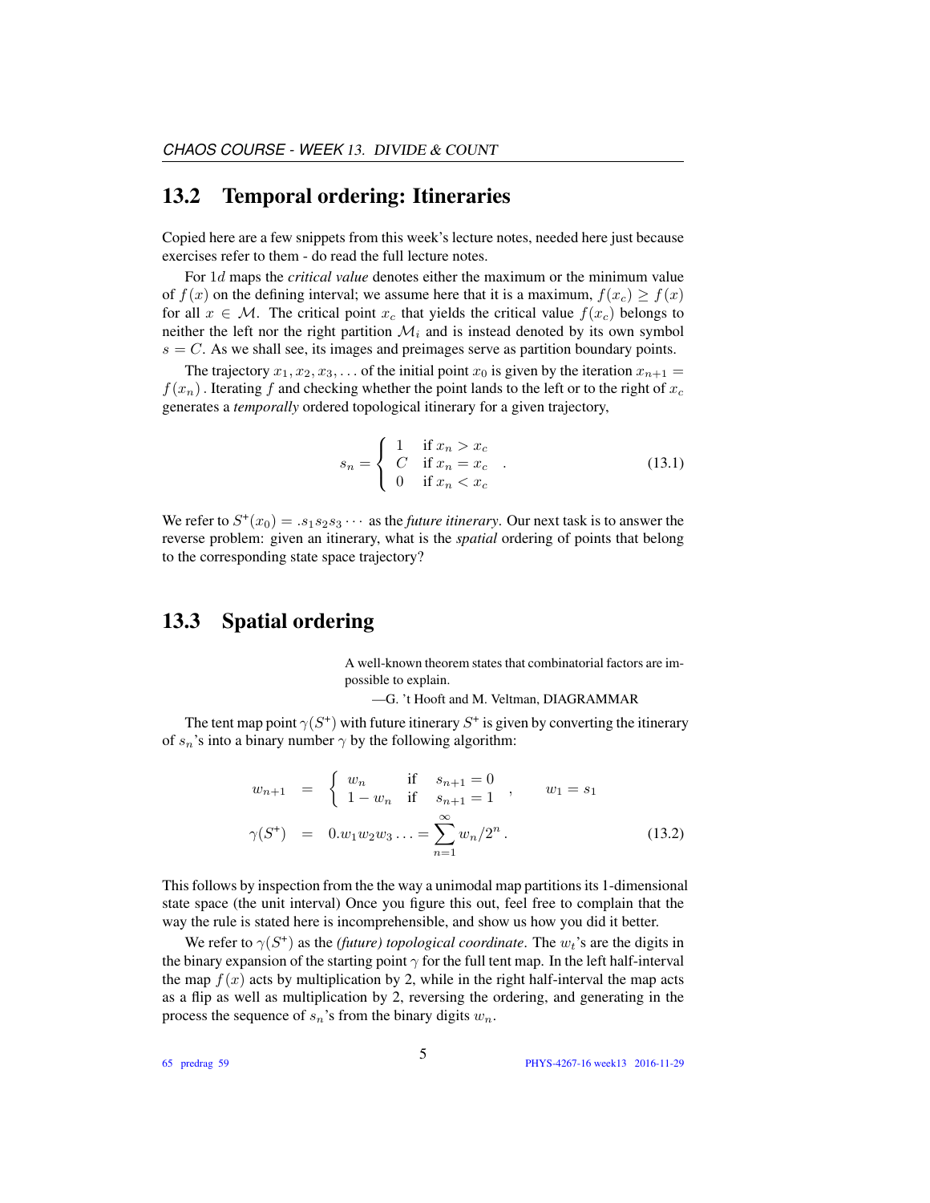## 13.2 Temporal ordering: Itineraries

Copied here are a few snippets from this week's lecture notes, needed here just because exercises refer to them - do read the full lecture notes.

For $1d$ maps the *critical value* denotes either the maximum or the minimum value of $f(x)$ on the defining interval; we assume here that it is a maximum, $f(x_c) \geq f(x)$ for all $x \in \mathcal{M}$. The critical point $x_c$ that yields the critical value $f(x_c)$ belongs to neither the left nor the right partition $\mathcal{M}_i$ and is instead denoted by its own symbol $s = C$. As we shall see, its images and preimages serve as partition boundary points.

The trajectory $x_1, x_2, x_3, \ldots$ of the initial point $x_0$ is given by the iteration $x_{n+1} = f(x_n)$. Iterating $f$ and checking whether the point lands to the left or to the right of $x_c$ generates a *temporally* ordered topological itinerary for a given trajectory,

$$s_n = \begin{cases} 1 & \text{if } x_n > x_c \\ C & \text{if } x_n = x_c \\ 0 & \text{if } x_n < x_c \end{cases} . \tag{13.1}$$

We refer to $S^+(x_0) = .s_1 s_2 s_3 \cdots$ as the *future itinerary*. Our next task is to answer the reverse problem: given an itinerary, what is the *spatial* ordering of points that belong to the corresponding state space trajectory?

## 13.3 Spatial ordering

A well-known theorem states that combinatorial factors are impossible to explain.
—G. 't Hooft and M. Veltman, DIAGRAMMAR

The tent map point $\gamma(S^+)$ with future itinerary $S^+$ is given by converting the itinerary of $s_n$'s into a binary number $\gamma$ by the following algorithm:

$$\begin{aligned} w_{n+1} &= \begin{cases} w_n & \text{if} \quad s_{n+1} = 0 \\ 1 - w_n & \text{if} \quad s_{n+1} = 1 \end{cases}, \qquad w_1 = s_1 \\ \gamma(S^+) &= 0.w_1 w_2 w_3 \ldots = \sum_{n=1}^{\infty} w_n / 2^n . \end{aligned} \tag{13.2}$$

This follows by inspection from the the way a unimodal map partitions its 1-dimensional state space (the unit interval) Once you figure this out, feel free to complain that the way the rule is stated here is incomprehensible, and show us how you did it better.

We refer to $\gamma(S^+)$ as the *(future) topological coordinate*. The $w_t$'s are the digits in the binary expansion of the starting point $\gamma$ for the full tent map. In the left half-interval the map $f(x)$ acts by multiplication by 2, while in the right half-interval the map acts as a flip as well as multiplication by 2, reversing the ordering, and generating in the process the sequence of $s_n$'s from the binary digits $w_n$.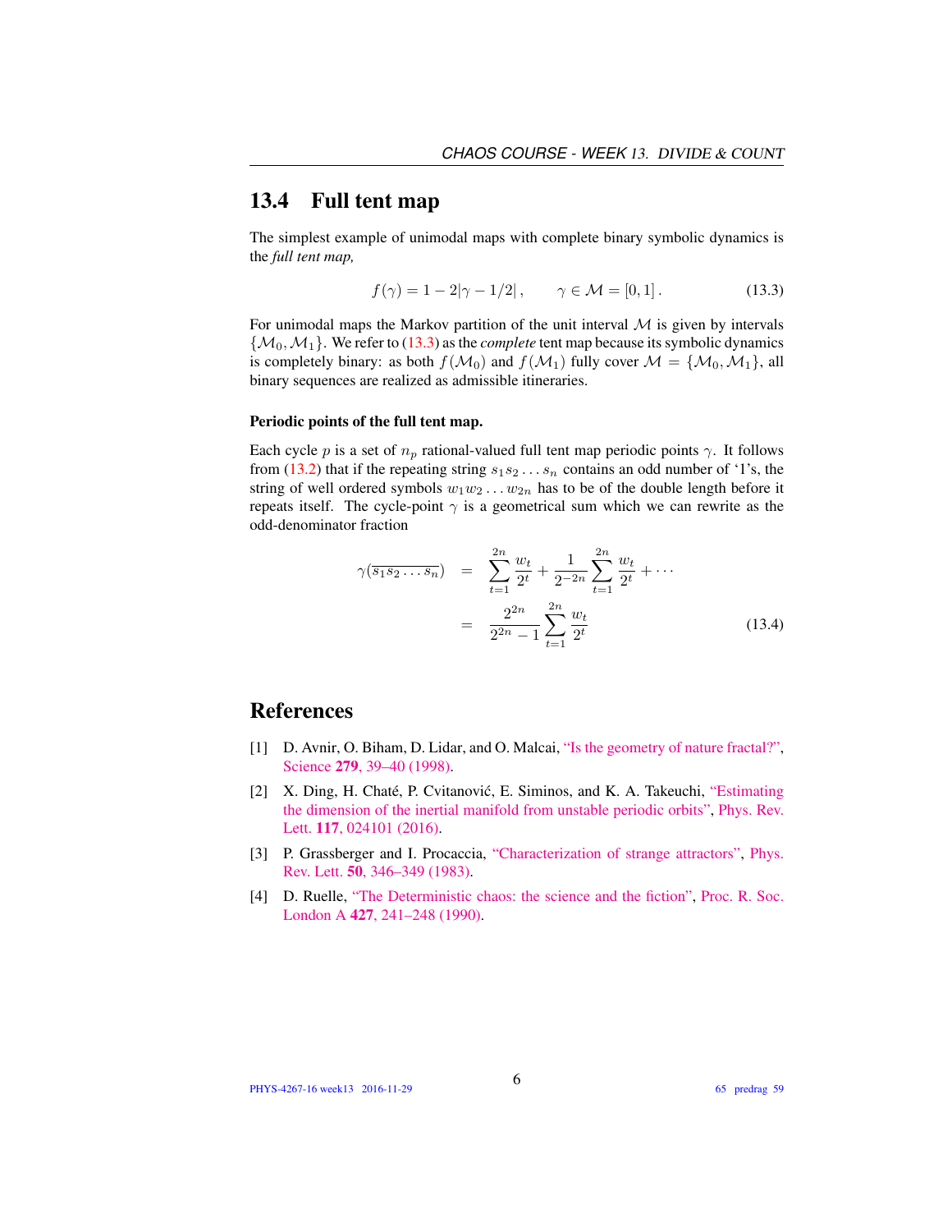## 13.4 Full tent map

The simplest example of unimodal maps with complete binary symbolic dynamics is the *full tent map,*

$$f(\gamma) = 1 - 2|\gamma - 1/2|\,, \qquad \gamma \in \mathcal{M} = [0,1]\,. \tag{13.3}$$

For unimodal maps the Markov partition of the unit interval $\mathcal{M}$ is given by intervals $\{\mathcal{M}_0, \mathcal{M}_1\}$. We refer to (13.3) as the *complete* tent map because its symbolic dynamics is completely binary: as both $f(\mathcal{M}_0)$ and $f(\mathcal{M}_1)$ fully cover $\mathcal{M} = \{\mathcal{M}_0, \mathcal{M}_1\}$, all binary sequences are realized as admissible itineraries.

#### Periodic points of the full tent map.

Each cycle $p$ is a set of $n_p$ rational-valued full tent map periodic points $\gamma$. It follows from (13.2) that if the repeating string $s_1 s_2 \dots s_n$ contains an odd number of '1's, the string of well ordered symbols $w_1 w_2 \dots w_{2n}$ has to be of the double length before it repeats itself. The cycle-point $\gamma$ is a geometrical sum which we can rewrite as the odd-denominator fraction

$$\begin{aligned}
\gamma(\overline{s_1 s_2 \dots s_n}) &= \sum_{t=1}^{2n} \frac{w_t}{2^t} + \frac{1}{2^{-2n}} \sum_{t=1}^{2n} \frac{w_t}{2^t} + \cdots \\
&= \frac{2^{2n}}{2^{2n} - 1} \sum_{t=1}^{2n} \frac{w_t}{2^t}
\end{aligned} \tag{13.4}$$

## References

[1] D. Avnir, O. Biham, D. Lidar, and O. Malcai, "Is the geometry of nature fractal?", Science **279**, 39–40 (1998).

[2] X. Ding, H. Chaté, P. Cvitanović, E. Siminos, and K. A. Takeuchi, "Estimating the dimension of the inertial manifold from unstable periodic orbits", Phys. Rev. Lett. **117**, 024101 (2016).

[3] P. Grassberger and I. Procaccia, "Characterization of strange attractors", Phys. Rev. Lett. **50**, 346–349 (1983).

[4] D. Ruelle, "The Deterministic chaos: the science and the fiction", Proc. R. Soc. London A **427**, 241–248 (1990).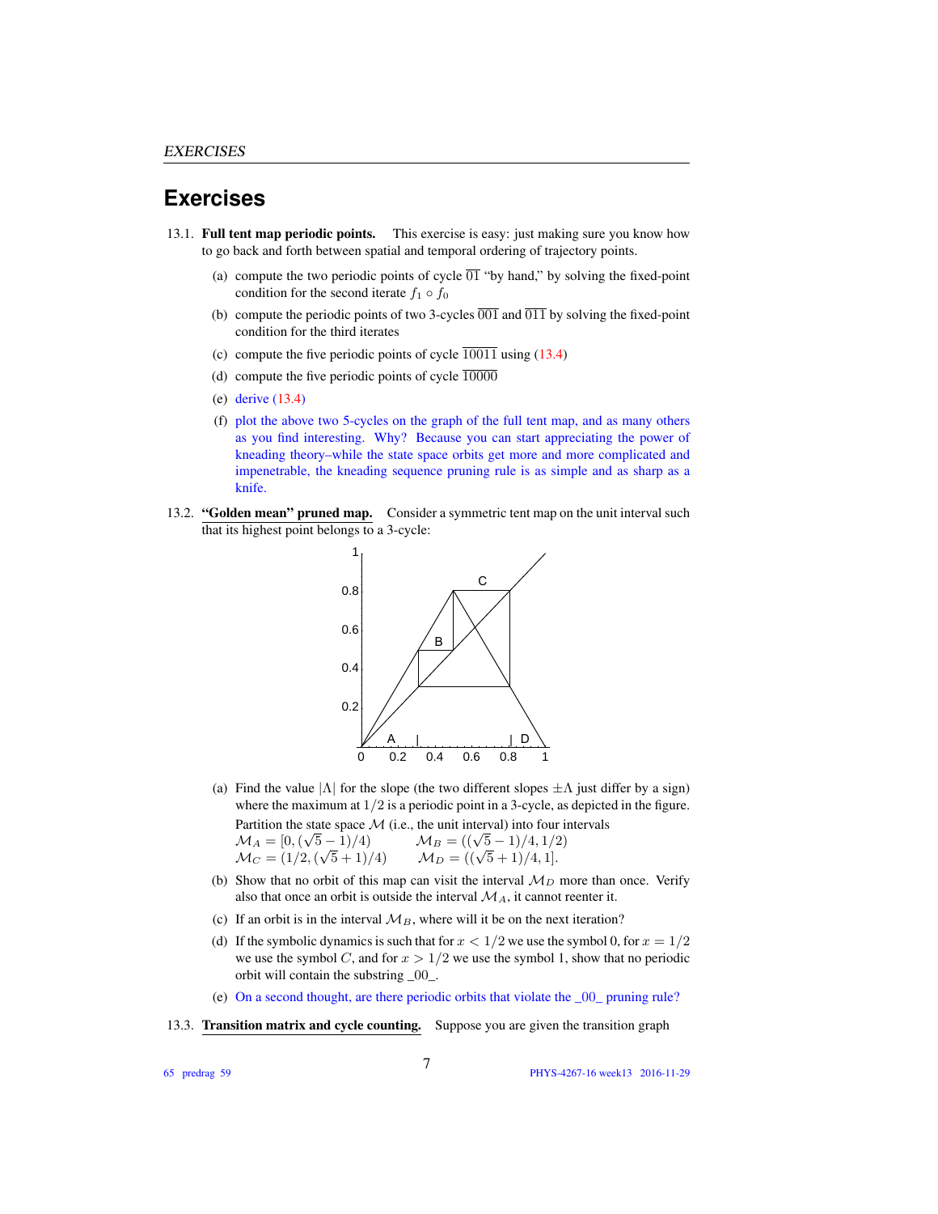# Exercises

13.1. **Full tent map periodic points.** This exercise is easy: just making sure you know how to go back and forth between spatial and temporal ordering of trajectory points.

(a) compute the two periodic points of cycle $\overline{01}$ "by hand," by solving the fixed-point condition for the second iterate $f_1 \circ f_0$

(b) compute the periodic points of two 3-cycles $\overline{001}$ and $\overline{011}$ by solving the fixed-point condition for the third iterates

(c) compute the five periodic points of cycle $\overline{10011}$ using (13.4)

(d) compute the five periodic points of cycle $\overline{10000}$

(e) derive (13.4)

(f) plot the above two 5-cycles on the graph of the full tent map, and as many others as you find interesting. Why? Because you can start appreciating the power of kneading theory–while the state space orbits get more and more complicated and impenetrable, the kneading sequence pruning rule is as simple and as sharp as a knife.

13.2. **"Golden mean" pruned map.** Consider a symmetric tent map on the unit interval such that its highest point belongs to a 3-cycle:

(a) Find the value $|\Lambda|$ for the slope (the two different slopes $\pm\Lambda$ just differ by a sign) where the maximum at $1/2$ is a periodic point in a 3-cycle, as depicted in the figure. Partition the state space $\mathcal{M}$ (i.e., the unit interval) into four intervals

$\mathcal{M}_A = [0, (\sqrt{5}-1)/4)$ $\qquad \mathcal{M}_B = ((\sqrt{5}-1)/4, 1/2)$

$\mathcal{M}_C = (1/2, (\sqrt{5}+1)/4)$ $\qquad \mathcal{M}_D = ((\sqrt{5}+1)/4, 1]$.

(b) Show that no orbit of this map can visit the interval $\mathcal{M}_D$ more than once. Verify also that once an orbit is outside the interval $\mathcal{M}_A$, it cannot reenter it.

(c) If an orbit is in the interval $\mathcal{M}_B$, where will it be on the next iteration?

(d) If the symbolic dynamics is such that for $x < 1/2$ we use the symbol 0, for $x = 1/2$ we use the symbol $C$, and for $x > 1/2$ we use the symbol 1, show that no periodic orbit will contain the substring _00_.

(e) On a second thought, are there periodic orbits that violate the _00_ pruning rule?

13.3. **Transition matrix and cycle counting.** Suppose you are given the transition graph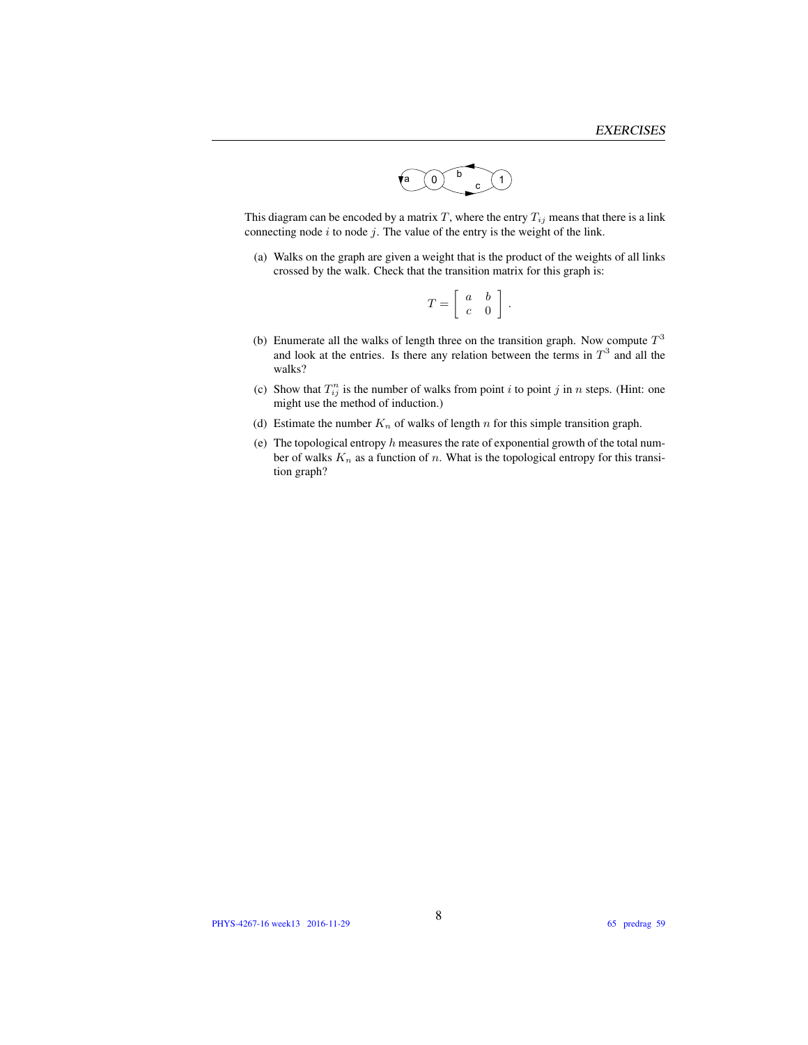a 0 b c 1

This diagram can be encoded by a matrix $T$, where the entry $T_{ij}$ means that there is a link connecting node $i$ to node $j$. The value of the entry is the weight of the link.

(a) Walks on the graph are given a weight that is the product of the weights of all links crossed by the walk. Check that the transition matrix for this graph is:

$$T = \begin{bmatrix} a & b \\ c & 0 \end{bmatrix} .$$

(b) Enumerate all the walks of length three on the transition graph. Now compute $T^3$ and look at the entries. Is there any relation between the terms in $T^3$ and all the walks?

(c) Show that $T^n_{ij}$ is the number of walks from point $i$ to point $j$ in $n$ steps. (Hint: one might use the method of induction.)

(d) Estimate the number $K_n$ of walks of length $n$ for this simple transition graph.

(e) The topological entropy $h$ measures the rate of exponential growth of the total number of walks $K_n$ as a function of $n$. What is the topological entropy for this transition graph?